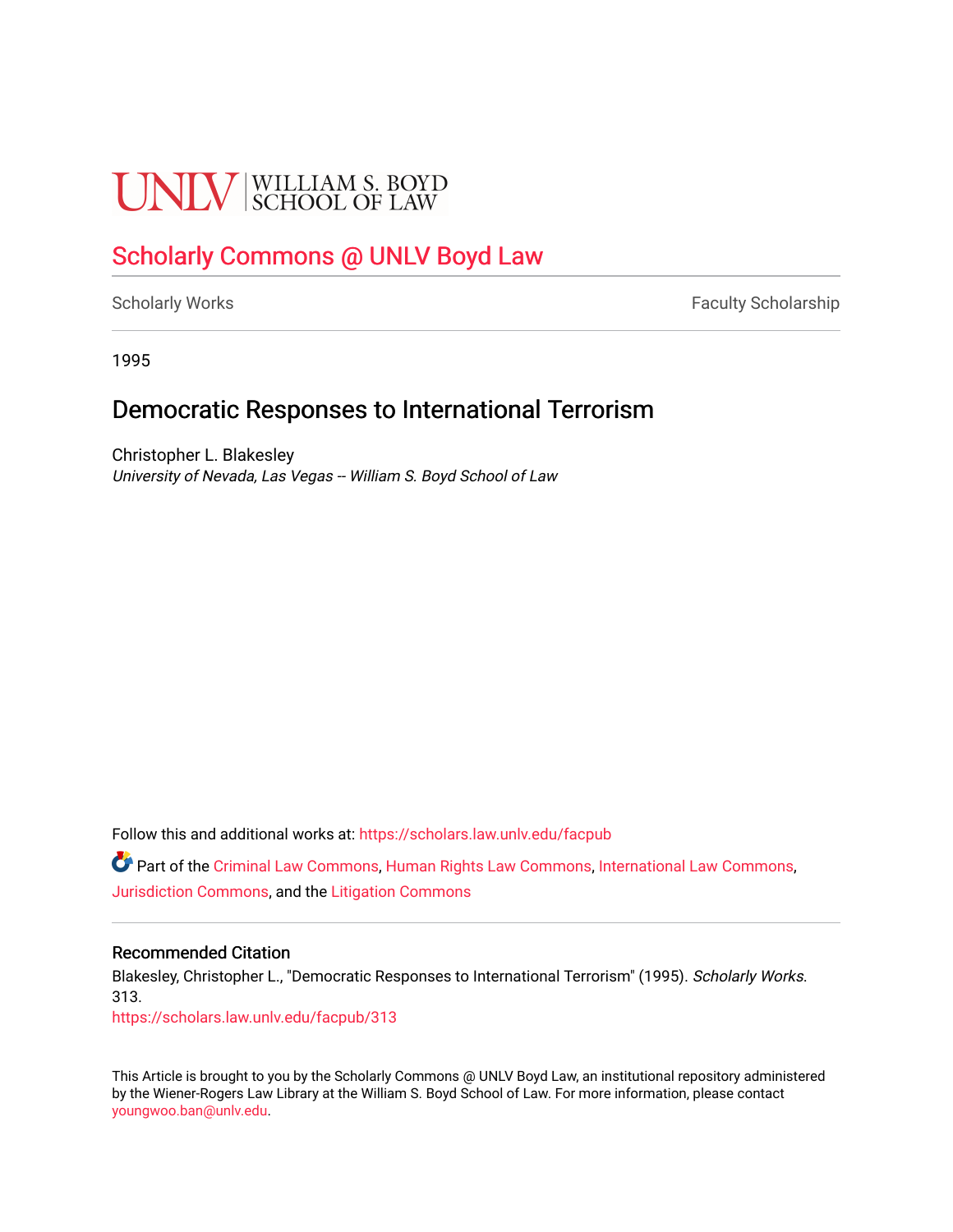UNLV | WILLIAM S. BOYD SCHOOL OF LAW

# Scholarly Commons @ UNLV Boyd Law

Scholarly Works | Faculty Scholarship

1995

## Democratic Responses to International Terrorism

Christopher L. Blakesley
*University of Nevada, Las Vegas -- William S. Boyd School of Law*

Follow this and additional works at: https://scholars.law.unlv.edu/facpub

Part of the Criminal Law Commons, Human Rights Law Commons, International Law Commons, Jurisdiction Commons, and the Litigation Commons

### Recommended Citation

Blakesley, Christopher L., "Democratic Responses to International Terrorism" (1995). *Scholarly Works*. 313.
https://scholars.law.unlv.edu/facpub/313

This Article is brought to you by the Scholarly Commons @ UNLV Boyd Law, an institutional repository administered by the Wiener-Rogers Law Library at the William S. Boyd School of Law. For more information, please contact youngwoo.ban@unlv.edu.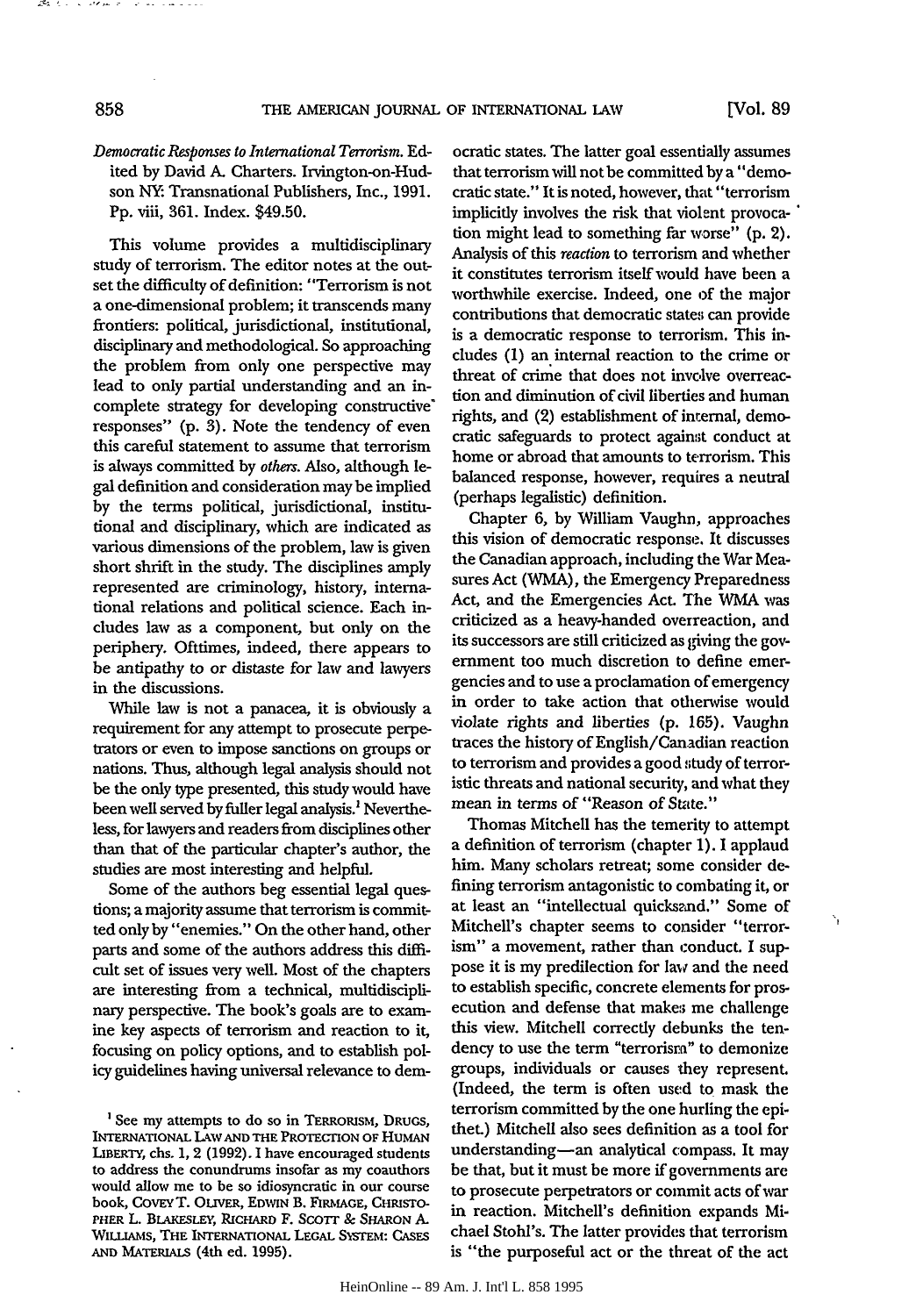*Democratic Responses to International Terrorism.* Edited by David A. Charters. Irvington-on-Hudson NY: Transnational Publishers, Inc., 1991. Pp. viii, 361. Index. $49.50.

This volume provides a multidisciplinary study of terrorism. The editor notes at the outset the difficulty of definition: "Terrorism is not a one-dimensional problem; it transcends many frontiers: political, jurisdictional, institutional, disciplinary and methodological. So approaching the problem from only one perspective may lead to only partial understanding and an incomplete strategy for developing constructive responses" (p. 3). Note the tendency of even this careful statement to assume that terrorism is always committed by *others.* Also, although legal definition and consideration may be implied by the terms political, jurisdictional, institutional and disciplinary, which are indicated as various dimensions of the problem, law is given short shrift in the study. The disciplines amply represented are criminology, history, international relations and political science. Each includes law as a component, but only on the periphery. Ofttimes, indeed, there appears to be antipathy to or distaste for law and lawyers in the discussions.

While law is not a panacea, it is obviously a requirement for any attempt to prosecute perpetrators or even to impose sanctions on groups or nations. Thus, although legal analysis should not be the only type presented, this study would have been well served by fuller legal analysis.[1] Nevertheless, for lawyers and readers from disciplines other than that of the particular chapter's author, the studies are most interesting and helpful.

Some of the authors beg essential legal questions; a majority assume that terrorism is committed only by "enemies." On the other hand, other parts and some of the authors address this difficult set of issues very well. Most of the chapters are interesting from a technical, multidisciplinary perspective. The book's goals are to examine key aspects of terrorism and reaction to it, focusing on policy options, and to establish policy guidelines having universal relevance to democratic states. The latter goal essentially assumes that terrorism will not be committed by a "democratic state." It is noted, however, that "terrorism implicitly involves the risk that violent provocation might lead to something far worse" (p. 2). Analysis of this *reaction* to terrorism and whether it constitutes terrorism itself would have been a worthwhile exercise. Indeed, one of the major contributions that democratic states can provide is a democratic response to terrorism. This includes (1) an internal reaction to the crime or threat of crime that does not involve overreaction and diminution of civil liberties and human rights, and (2) establishment of internal, democratic safeguards to protect against conduct at home or abroad that amounts to terrorism. This balanced response, however, requires a neutral (perhaps legalistic) definition.

Chapter 6, by William Vaughn, approaches this vision of democratic response. It discusses the Canadian approach, including the War Measures Act (WMA), the Emergency Preparedness Act, and the Emergencies Act. The WMA was criticized as a heavy-handed overreaction, and its successors are still criticized as giving the government too much discretion to define emergencies and to use a proclamation of emergency in order to take action that otherwise would violate rights and liberties (p. 165). Vaughn traces the history of English/Canadian reaction to terrorism and provides a good study of terroristic threats and national security, and what they mean in terms of "Reason of State."

Thomas Mitchell has the temerity to attempt a definition of terrorism (chapter 1). I applaud him. Many scholars retreat; some consider defining terrorism antagonistic to combating it, or at least an "intellectual quicksand." Some of Mitchell's chapter seems to consider "terrorism" a movement, rather than conduct. I suppose it is my predilection for law and the need to establish specific, concrete elements for prosecution and defense that makes me challenge this view. Mitchell correctly debunks the tendency to use the term "terrorism" to demonize groups, individuals or causes they represent. (Indeed, the term is often used to mask the terrorism committed by the one hurling the epithet.) Mitchell also sees definition as a tool for understanding—an analytical compass. It may be that, but it must be more if governments are to prosecute perpetrators or commit acts of war in reaction. Mitchell's definition expands Michael Stohl's. The latter provides that terrorism is "the purposeful act or the threat of the act

[1] See my attempts to do so in TERRORISM, DRUGS, INTERNATIONAL LAW AND THE PROTECTION OF HUMAN LIBERTY, chs. 1, 2 (1992). I have encouraged students to address the conundrums insofar as my coauthors would allow me to be so idiosyncratic in our course book, COVEY T. OLIVER, EDWIN B. FIRMAGE, CHRISTOPHER L. BLAKESLEY, RICHARD F. SCOTT & SHARON A. WILLIAMS, THE INTERNATIONAL LEGAL SYSTEM: CASES AND MATERIALS (4th ed. 1995).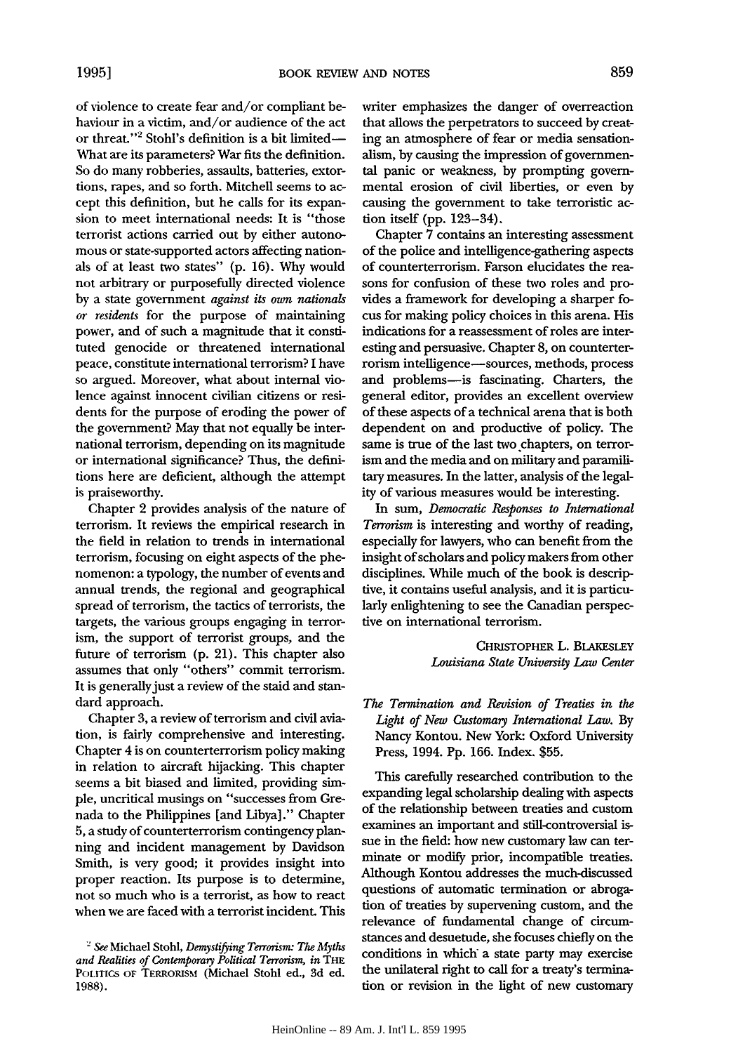of violence to create fear and/or compliant behaviour in a victim, and/or audience of the act or threat."[2] Stohl's definition is a bit limited—What are its parameters? War fits the definition. So do many robberies, assaults, batteries, extortions, rapes, and so forth. Mitchell seems to accept this definition, but he calls for its expansion to meet international needs: It is "those terrorist actions carried out by either autonomous or state-supported actors affecting nationals of at least two states" (p. 16). Why would not arbitrary or purposefully directed violence by a state government *against its own nationals or residents* for the purpose of maintaining power, and of such a magnitude that it constituted genocide or threatened international peace, constitute international terrorism? I have so argued. Moreover, what about internal violence against innocent civilian citizens or residents for the purpose of eroding the power of the government? May that not equally be international terrorism, depending on its magnitude or international significance? Thus, the definitions here are deficient, although the attempt is praiseworthy.

Chapter 2 provides analysis of the nature of terrorism. It reviews the empirical research in the field in relation to trends in international terrorism, focusing on eight aspects of the phenomenon: a typology, the number of events and annual trends, the regional and geographical spread of terrorism, the tactics of terrorists, the targets, the various groups engaging in terrorism, the support of terrorist groups, and the future of terrorism (p. 21). This chapter also assumes that only "others" commit terrorism. It is generally just a review of the staid and standard approach.

Chapter 3, a review of terrorism and civil aviation, is fairly comprehensive and interesting. Chapter 4 is on counterterrorism policy making in relation to aircraft hijacking. This chapter seems a bit biased and limited, providing simple, uncritical musings on "successes from Grenada to the Philippines [and Libya]." Chapter 5, a study of counterterrorism contingency planning and incident management by Davidson Smith, is very good; it provides insight into proper reaction. Its purpose is to determine, not so much who is a terrorist, as how to react when we are faced with a terrorist incident. This writer emphasizes the danger of overreaction that allows the perpetrators to succeed by creating an atmosphere of fear or media sensationalism, by causing the impression of governmental panic or weakness, by prompting governmental erosion of civil liberties, or even by causing the government to take terroristic action itself (pp. 123–34).

Chapter 7 contains an interesting assessment of the police and intelligence-gathering aspects of counterterrorism. Farson elucidates the reasons for confusion of these two roles and provides a framework for developing a sharper focus for making policy choices in this arena. His indications for a reassessment of roles are interesting and persuasive. Chapter 8, on counterterrorism intelligence—sources, methods, process and problems—is fascinating. Charters, the general editor, provides an excellent overview of these aspects of a technical arena that is both dependent on and productive of policy. The same is true of the last two chapters, on terrorism and the media and on military and paramilitary measures. In the latter, analysis of the legality of various measures would be interesting.

In sum, *Democratic Responses to International Terrorism* is interesting and worthy of reading, especially for lawyers, who can benefit from the insight of scholars and policy makers from other disciplines. While much of the book is descriptive, it contains useful analysis, and it is particularly enlightening to see the Canadian perspective on international terrorism.

CHRISTOPHER L. BLAKESLEY
*Louisiana State University Law Center*

*The Termination and Revision of Treaties in the Light of New Customary International Law.* By Nancy Kontou. New York: Oxford University Press, 1994. Pp. 166. Index. $55.

This carefully researched contribution to the expanding legal scholarship dealing with aspects of the relationship between treaties and custom examines an important and still-controversial issue in the field: how new customary law can terminate or modify prior, incompatible treaties. Although Kontou addresses the much-discussed questions of automatic termination or abrogation of treaties by supervening custom, and the relevance of fundamental change of circumstances and desuetude, she focuses chiefly on the conditions in which a state party may exercise the unilateral right to call for a treaty's termination or revision in the light of new customary

[2] *See* Michael Stohl, *Demystifying Terrorism: The Myths and Realities of Contemporary Political Terrorism*, *in* THE POLITICS OF TERRORISM (Michael Stohl ed., 3d ed. 1988).